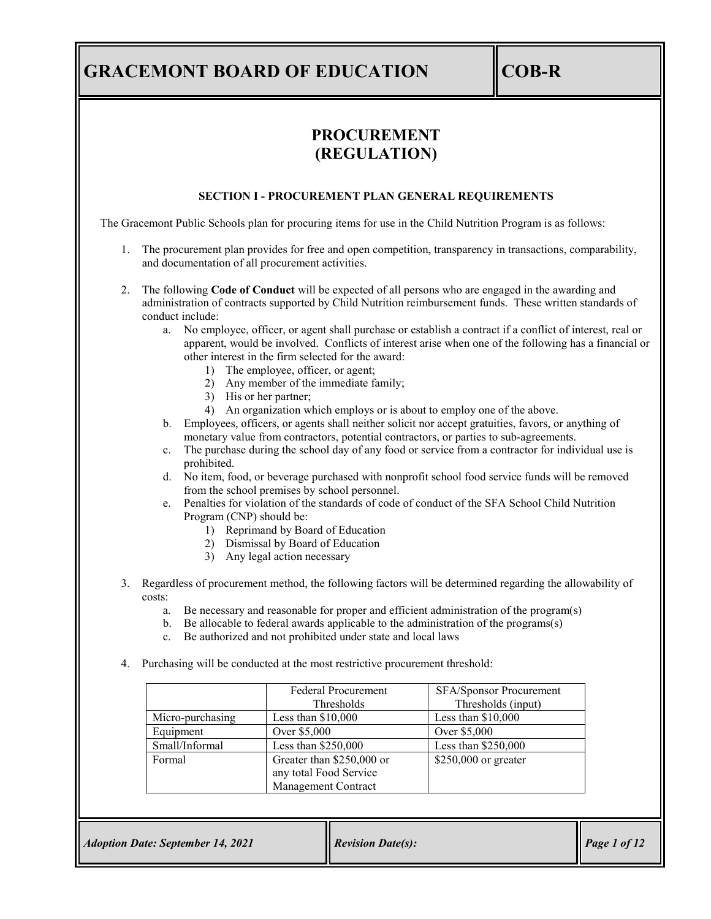# GRACEMONT BOARD OF EDUCATION

**COB-R**

## PROCUREMENT (REGULATION)

### SECTION I - PROCUREMENT PLAN GENERAL REQUIREMENTS

The Gracemont Public Schools plan for procuring items for use in the Child Nutrition Program is as follows:

1. The procurement plan provides for free and open competition, transparency in transactions, comparability, and documentation of all procurement activities.

2. The following **Code of Conduct** will be expected of all persons who are engaged in the awarding and administration of contracts supported by Child Nutrition reimbursement funds. These written standards of conduct include:
   a. No employee, officer, or agent shall purchase or establish a contract if a conflict of interest, real or apparent, would be involved. Conflicts of interest arise when one of the following has a financial or other interest in the firm selected for the award:
      1) The employee, officer, or agent;
      2) Any member of the immediate family;
      3) His or her partner;
      4) An organization which employs or is about to employ one of the above.
   
   b. Employees, officers, or agents shall neither solicit nor accept gratuities, favors, or anything of monetary value from contractors, potential contractors, or parties to sub-agreements.
   
   c. The purchase during the school day of any food or service from a contractor for individual use is prohibited.
   
   d. No item, food, or beverage purchased with nonprofit school food service funds will be removed from the school premises by school personnel.
   
   e. Penalties for violation of the standards of code of conduct of the SFA School Child Nutrition Program (CNP) should be:
      1) Reprimand by Board of Education
      2) Dismissal by Board of Education
      3) Any legal action necessary

3. Regardless of procurement method, the following factors will be determined regarding the allowability of costs:
   a. Be necessary and reasonable for proper and efficient administration of the program(s)
   b. Be allocable to federal awards applicable to the administration of the programs(s)
   c. Be authorized and not prohibited under state and local laws

4. Purchasing will be conducted at the most restrictive procurement threshold:

| | Federal Procurement Thresholds | SFA/Sponsor Procurement Thresholds (input) |
|---|---|---|
| Micro-purchasing | Less than $10,000 | Less than $10,000 |
| Equipment | Over $5,000 | Over $5,000 |
| Small/Informal | Less than $250,000 | Less than $250,000 |
| Formal | Greater than $250,000 or any total Food Service Management Contract | $250,000 or greater |

*Adoption Date: September 14, 2021* | *Revision Date(s):*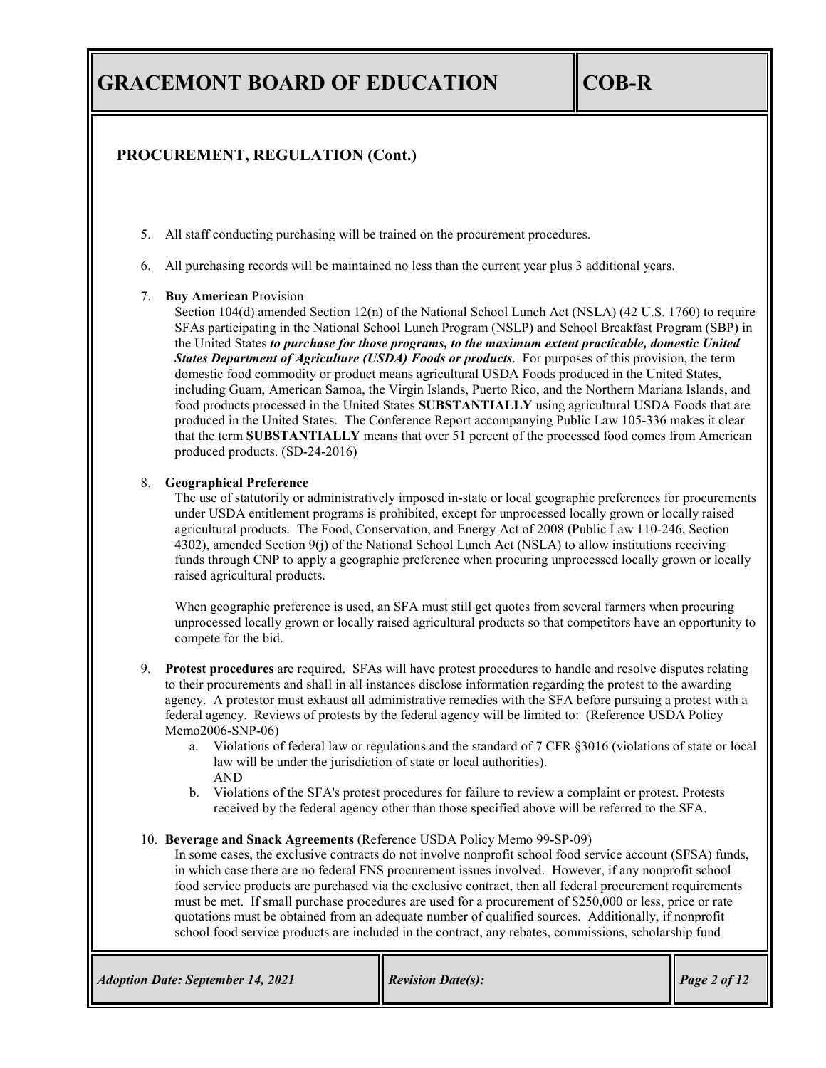## PROCUREMENT, REGULATION (Cont.)

5. All staff conducting purchasing will be trained on the procurement procedures.

6. All purchasing records will be maintained no less than the current year plus 3 additional years.

7. **Buy American** Provision
   Section 104(d) amended Section 12(n) of the National School Lunch Act (NSLA) (42 U.S. 1760) to require SFAs participating in the National School Lunch Program (NSLP) and School Breakfast Program (SBP) in the United States ***to purchase for those programs, to the maximum extent practicable, domestic United States Department of Agriculture (USDA) Foods or products***. For purposes of this provision, the term domestic food commodity or product means agricultural USDA Foods produced in the United States, including Guam, American Samoa, the Virgin Islands, Puerto Rico, and the Northern Mariana Islands, and food products processed in the United States **SUBSTANTIALLY** using agricultural USDA Foods that are produced in the United States. The Conference Report accompanying Public Law 105-336 makes it clear that the term **SUBSTANTIALLY** means that over 51 percent of the processed food comes from American produced products. (SD-24-2016)

8. **Geographical Preference**
   The use of statutorily or administratively imposed in-state or local geographic preferences for procurements under USDA entitlement programs is prohibited, except for unprocessed locally grown or locally raised agricultural products. The Food, Conservation, and Energy Act of 2008 (Public Law 110-246, Section 4302), amended Section 9(j) of the National School Lunch Act (NSLA) to allow institutions receiving funds through CNP to apply a geographic preference when procuring unprocessed locally grown or locally raised agricultural products.

   When geographic preference is used, an SFA must still get quotes from several farmers when procuring unprocessed locally grown or locally raised agricultural products so that competitors have an opportunity to compete for the bid.

9. **Protest procedures** are required. SFAs will have protest procedures to handle and resolve disputes relating to their procurements and shall in all instances disclose information regarding the protest to the awarding agency. A protestor must exhaust all administrative remedies with the SFA before pursuing a protest with a federal agency. Reviews of protests by the federal agency will be limited to: (Reference USDA Policy Memo2006-SNP-06)
   a. Violations of federal law or regulations and the standard of 7 CFR §3016 (violations of state or local law will be under the jurisdiction of state or local authorities).
   AND
   b. Violations of the SFA's protest procedures for failure to review a complaint or protest. Protests received by the federal agency other than those specified above will be referred to the SFA.

10. **Beverage and Snack Agreements** (Reference USDA Policy Memo 99-SP-09)
    In some cases, the exclusive contracts do not involve nonprofit school food service account (SFSA) funds, in which case there are no federal FNS procurement issues involved. However, if any nonprofit school food service products are purchased via the exclusive contract, then all federal procurement requirements must be met. If small purchase procedures are used for a procurement of $250,000 or less, price or rate quotations must be obtained from an adequate number of qualified sources. Additionally, if nonprofit school food service products are included in the contract, any rebates, commissions, scholarship fund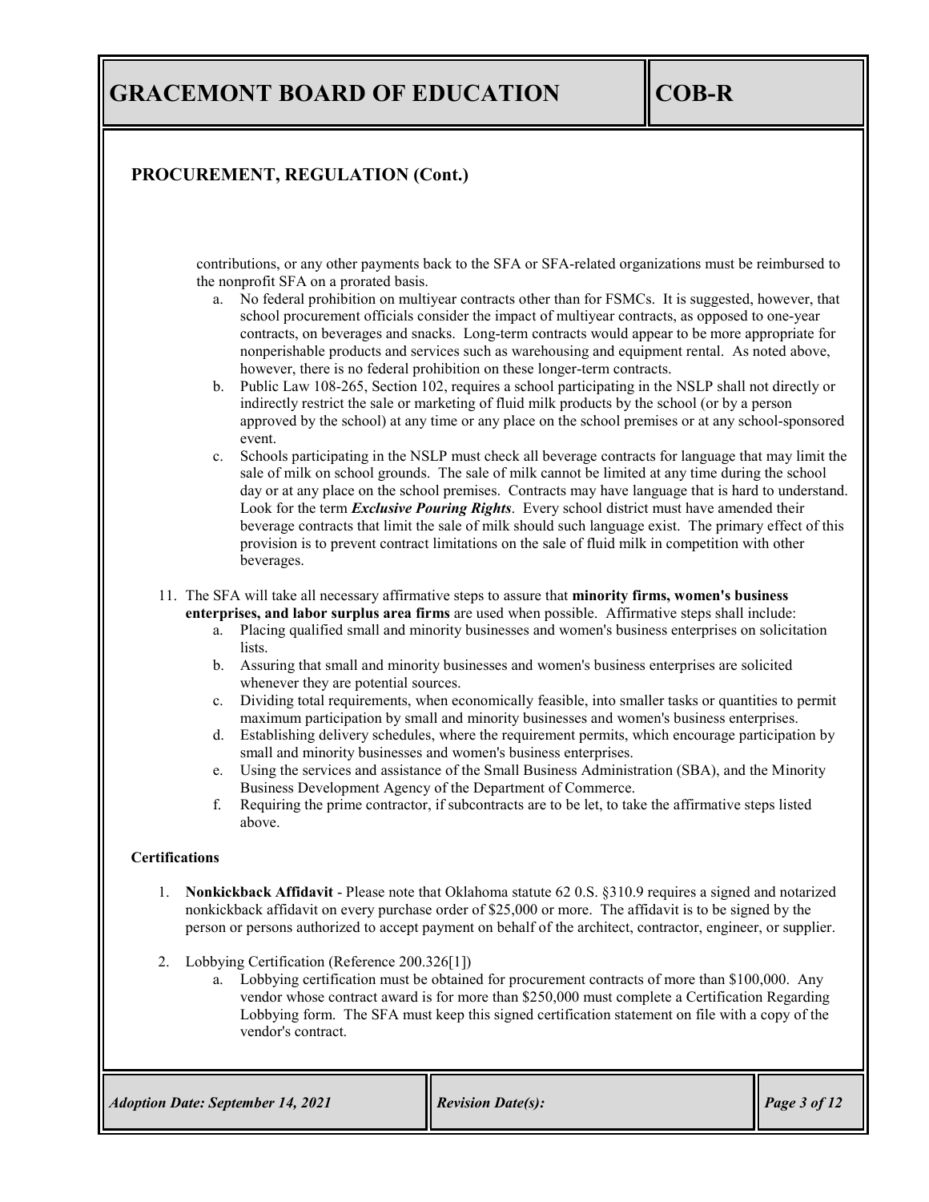## PROCUREMENT, REGULATION (Cont.)

contributions, or any other payments back to the SFA or SFA-related organizations must be reimbursed to the nonprofit SFA on a prorated basis.

   a. No federal prohibition on multiyear contracts other than for FSMCs. It is suggested, however, that school procurement officials consider the impact of multiyear contracts, as opposed to one-year contracts, on beverages and snacks. Long-term contracts would appear to be more appropriate for nonperishable products and services such as warehousing and equipment rental. As noted above, however, there is no federal prohibition on these longer-term contracts.
   b. Public Law 108-265, Section 102, requires a school participating in the NSLP shall not directly or indirectly restrict the sale or marketing of fluid milk products by the school (or by a person approved by the school) at any time or any place on the school premises or at any school-sponsored event.
   c. Schools participating in the NSLP must check all beverage contracts for language that may limit the sale of milk on school grounds. The sale of milk cannot be limited at any time during the school day or at any place on the school premises. Contracts may have language that is hard to understand. Look for the term ***Exclusive Pouring Rights***. Every school district must have amended their beverage contracts that limit the sale of milk should such language exist. The primary effect of this provision is to prevent contract limitations on the sale of fluid milk in competition with other beverages.

11. The SFA will take all necessary affirmative steps to assure that **minority firms, women's business enterprises, and labor surplus area firms** are used when possible. Affirmative steps shall include:
    a. Placing qualified small and minority businesses and women's business enterprises on solicitation lists.
    b. Assuring that small and minority businesses and women's business enterprises are solicited whenever they are potential sources.
    c. Dividing total requirements, when economically feasible, into smaller tasks or quantities to permit maximum participation by small and minority businesses and women's business enterprises.
    d. Establishing delivery schedules, where the requirement permits, which encourage participation by small and minority businesses and women's business enterprises.
    e. Using the services and assistance of the Small Business Administration (SBA), and the Minority Business Development Agency of the Department of Commerce.
    f. Requiring the prime contractor, if subcontracts are to be let, to take the affirmative steps listed above.

**Certifications**

1. **Nonkickback Affidavit** - Please note that Oklahoma statute 62 0.S. §310.9 requires a signed and notarized nonkickback affidavit on every purchase order of $25,000 or more. The affidavit is to be signed by the person or persons authorized to accept payment on behalf of the architect, contractor, engineer, or supplier.

2. Lobbying Certification (Reference 200.326[1])
   a. Lobbying certification must be obtained for procurement contracts of more than $100,000. Any vendor whose contract award is for more than $250,000 must complete a Certification Regarding Lobbying form. The SFA must keep this signed certification statement on file with a copy of the vendor's contract.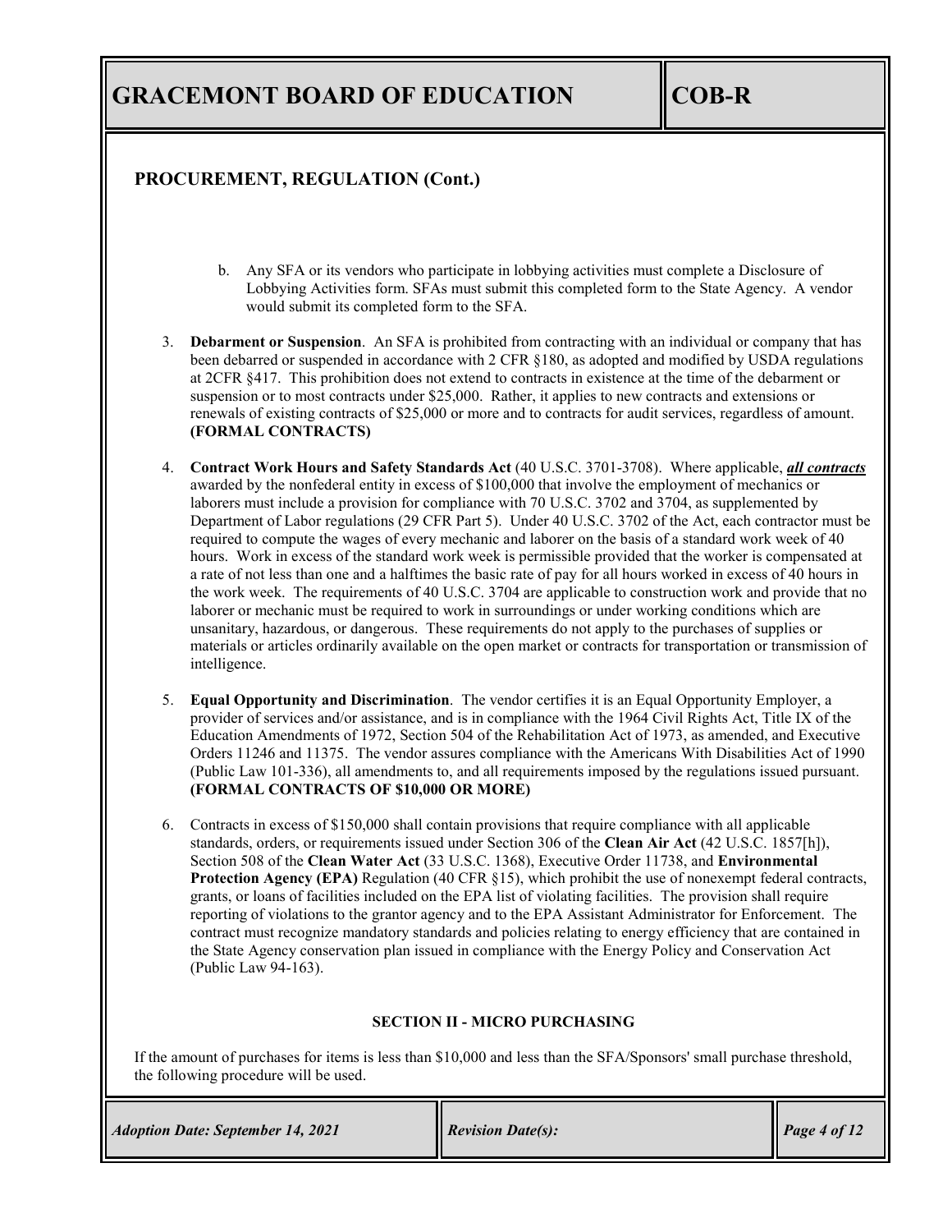## PROCUREMENT, REGULATION (Cont.)

b. Any SFA or its vendors who participate in lobbying activities must complete a Disclosure of Lobbying Activities form. SFAs must submit this completed form to the State Agency. A vendor would submit its completed form to the SFA.

3. **Debarment or Suspension**. An SFA is prohibited from contracting with an individual or company that has been debarred or suspended in accordance with 2 CFR §180, as adopted and modified by USDA regulations at 2CFR §417. This prohibition does not extend to contracts in existence at the time of the debarment or suspension or to most contracts under $25,000. Rather, it applies to new contracts and extensions or renewals of existing contracts of $25,000 or more and to contracts for audit services, regardless of amount. **(FORMAL CONTRACTS)**

4. **Contract Work Hours and Safety Standards Act** (40 U.S.C. 3701-3708). Where applicable, ***all contracts*** awarded by the nonfederal entity in excess of $100,000 that involve the employment of mechanics or laborers must include a provision for compliance with 70 U.S.C. 3702 and 3704, as supplemented by Department of Labor regulations (29 CFR Part 5). Under 40 U.S.C. 3702 of the Act, each contractor must be required to compute the wages of every mechanic and laborer on the basis of a standard work week of 40 hours. Work in excess of the standard work week is permissible provided that the worker is compensated at a rate of not less than one and a halftimes the basic rate of pay for all hours worked in excess of 40 hours in the work week. The requirements of 40 U.S.C. 3704 are applicable to construction work and provide that no laborer or mechanic must be required to work in surroundings or under working conditions which are unsanitary, hazardous, or dangerous. These requirements do not apply to the purchases of supplies or materials or articles ordinarily available on the open market or contracts for transportation or transmission of intelligence.

5. **Equal Opportunity and Discrimination**. The vendor certifies it is an Equal Opportunity Employer, a provider of services and/or assistance, and is in compliance with the 1964 Civil Rights Act, Title IX of the Education Amendments of 1972, Section 504 of the Rehabilitation Act of 1973, as amended, and Executive Orders 11246 and 11375. The vendor assures compliance with the Americans With Disabilities Act of 1990 (Public Law 101-336), all amendments to, and all requirements imposed by the regulations issued pursuant. **(FORMAL CONTRACTS OF $10,000 OR MORE)**

6. Contracts in excess of $150,000 shall contain provisions that require compliance with all applicable standards, orders, or requirements issued under Section 306 of the **Clean Air Act** (42 U.S.C. 1857[h]), Section 508 of the **Clean Water Act** (33 U.S.C. 1368), Executive Order 11738, and **Environmental Protection Agency (EPA)** Regulation (40 CFR §15), which prohibit the use of nonexempt federal contracts, grants, or loans of facilities included on the EPA list of violating facilities. The provision shall require reporting of violations to the grantor agency and to the EPA Assistant Administrator for Enforcement. The contract must recognize mandatory standards and policies relating to energy efficiency that are contained in the State Agency conservation plan issued in compliance with the Energy Policy and Conservation Act (Public Law 94-163).

### SECTION II - MICRO PURCHASING

If the amount of purchases for items is less than $10,000 and less than the SFA/Sponsors' small purchase threshold, the following procedure will be used.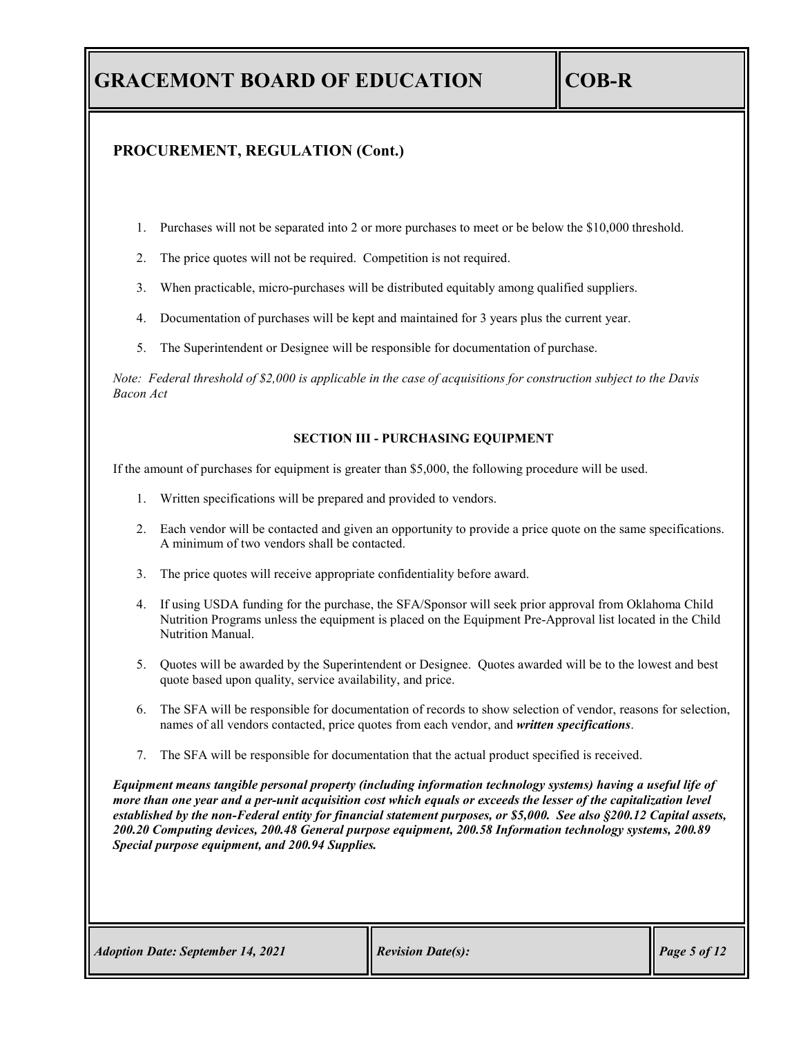## PROCUREMENT, REGULATION (Cont.)

1. Purchases will not be separated into 2 or more purchases to meet or be below the $10,000 threshold.
2. The price quotes will not be required. Competition is not required.
3. When practicable, micro-purchases will be distributed equitably among qualified suppliers.
4. Documentation of purchases will be kept and maintained for 3 years plus the current year.
5. The Superintendent or Designee will be responsible for documentation of purchase.

*Note: Federal threshold of $2,000 is applicable in the case of acquisitions for construction subject to the Davis Bacon Act*

**SECTION III - PURCHASING EQUIPMENT**

If the amount of purchases for equipment is greater than $5,000, the following procedure will be used.

1. Written specifications will be prepared and provided to vendors.
2. Each vendor will be contacted and given an opportunity to provide a price quote on the same specifications. A minimum of two vendors shall be contacted.
3. The price quotes will receive appropriate confidentiality before award.
4. If using USDA funding for the purchase, the SFA/Sponsor will seek prior approval from Oklahoma Child Nutrition Programs unless the equipment is placed on the Equipment Pre-Approval list located in the Child Nutrition Manual.
5. Quotes will be awarded by the Superintendent or Designee. Quotes awarded will be to the lowest and best quote based upon quality, service availability, and price.
6. The SFA will be responsible for documentation of records to show selection of vendor, reasons for selection, names of all vendors contacted, price quotes from each vendor, and ***written specifications***.
7. The SFA will be responsible for documentation that the actual product specified is received.

***Equipment means tangible personal property (including information technology systems) having a useful life of more than one year and a per-unit acquisition cost which equals or exceeds the lesser of the capitalization level established by the non-Federal entity for financial statement purposes, or $5,000. See also §200.12 Capital assets, 200.20 Computing devices, 200.48 General purpose equipment, 200.58 Information technology systems, 200.89 Special purpose equipment, and 200.94 Supplies.***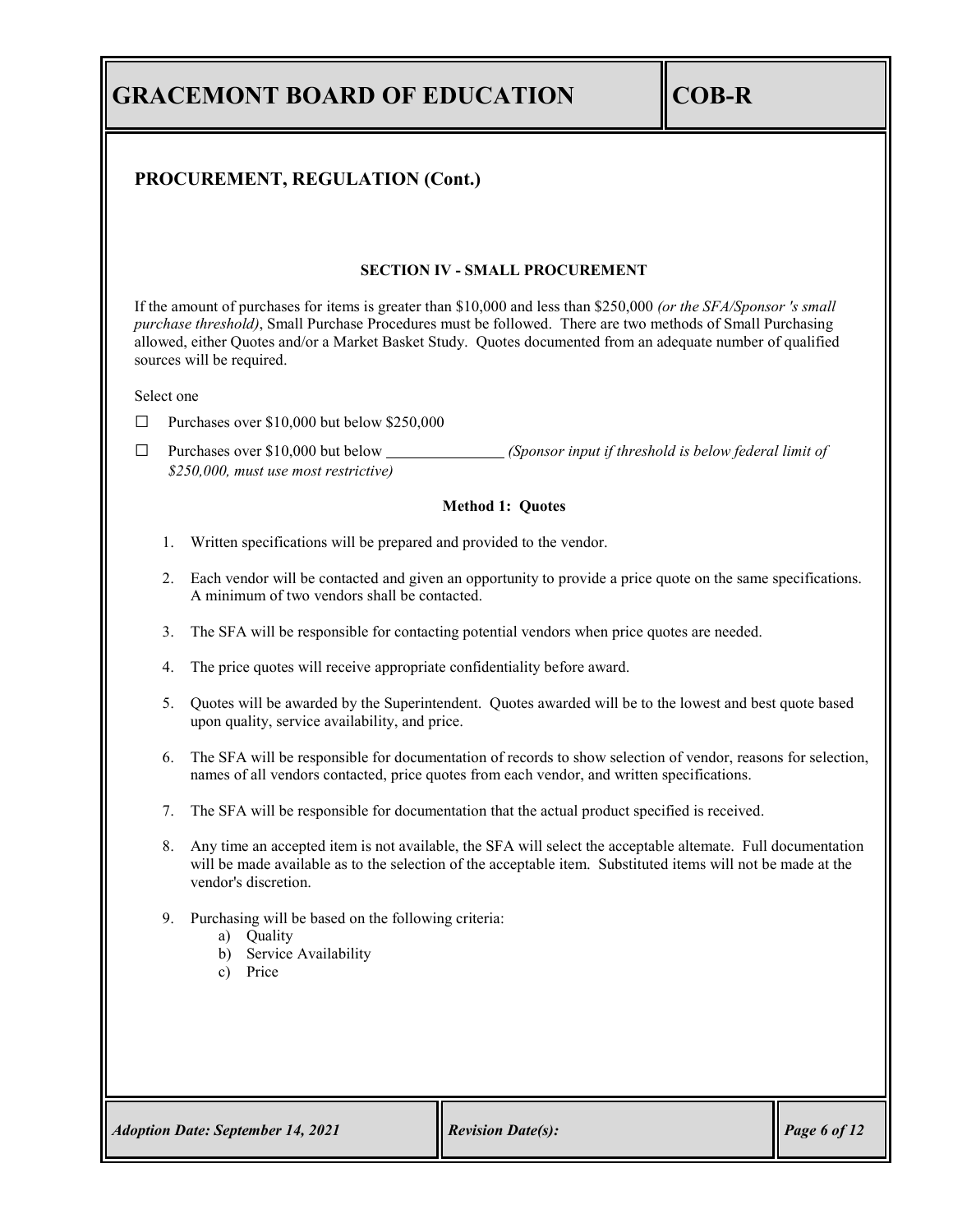## PROCUREMENT, REGULATION (Cont.)

### SECTION IV - SMALL PROCUREMENT

If the amount of purchases for items is greater than $10,000 and less than $250,000 *(or the SFA/Sponsor 's small purchase threshold)*, Small Purchase Procedures must be followed. There are two methods of Small Purchasing allowed, either Quotes and/or a Market Basket Study. Quotes documented from an adequate number of qualified sources will be required.

Select one

☐ Purchases over $10,000 but below $250,000

☐ Purchases over $10,000 but below _______________ *(Sponsor input if threshold is below federal limit of $250,000, must use most restrictive)*

#### Method 1: Quotes

1. Written specifications will be prepared and provided to the vendor.
2. Each vendor will be contacted and given an opportunity to provide a price quote on the same specifications. A minimum of two vendors shall be contacted.
3. The SFA will be responsible for contacting potential vendors when price quotes are needed.
4. The price quotes will receive appropriate confidentiality before award.
5. Quotes will be awarded by the Superintendent. Quotes awarded will be to the lowest and best quote based upon quality, service availability, and price.
6. The SFA will be responsible for documentation of records to show selection of vendor, reasons for selection, names of all vendors contacted, price quotes from each vendor, and written specifications.
7. The SFA will be responsible for documentation that the actual product specified is received.
8. Any time an accepted item is not available, the SFA will select the acceptable altemate. Full documentation will be made available as to the selection of the acceptable item. Substituted items will not be made at the vendor's discretion.
9. Purchasing will be based on the following criteria:
   a) Quality
   b) Service Availability
   c) Price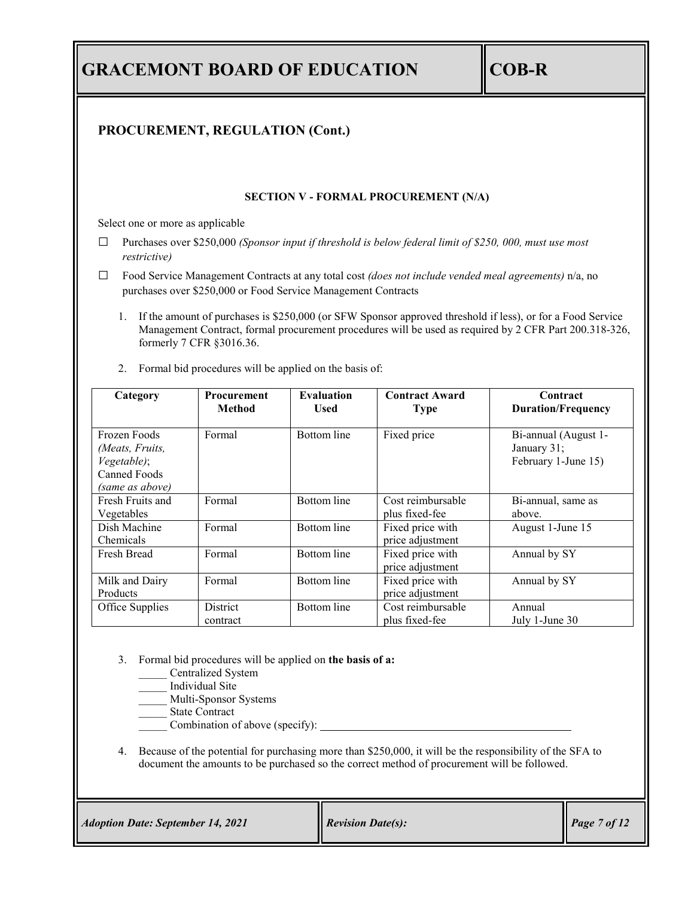## PROCUREMENT, REGULATION (Cont.)

**SECTION V - FORMAL PROCUREMENT (N/A)**

Select one or more as applicable

☐ Purchases over $250,000 *(Sponsor input if threshold is below federal limit of $250, 000, must use most restrictive)*

☐ Food Service Management Contracts at any total cost *(does not include vended meal agreements)* n/a, no purchases over $250,000 or Food Service Management Contracts

1. If the amount of purchases is $250,000 (or SFW Sponsor approved threshold if less), or for a Food Service Management Contract, formal procurement procedures will be used as required by 2 CFR Part 200.318-326, formerly 7 CFR §3016.36.

2. Formal bid procedures will be applied on the basis of:

| Category | Procurement Method | Evaluation Used | Contract Award Type | Contract Duration/Frequency |
|---|---|---|---|---|
| Frozen Foods *(Meats, Fruits, Vegetable)*; Canned Foods *(same as above)* | Formal | Bottom line | Fixed price | Bi-annual (August 1-January 31; February 1-June 15) |
| Fresh Fruits and Vegetables | Formal | Bottom line | Cost reimbursable plus fixed-fee | Bi-annual, same as above. |
| Dish Machine Chemicals | Formal | Bottom line | Fixed price with price adjustment | August 1-June 15 |
| Fresh Bread | Formal | Bottom line | Fixed price with price adjustment | Annual by SY |
| Milk and Dairy Products | Formal | Bottom line | Fixed price with price adjustment | Annual by SY |
| Office Supplies | District contract | Bottom line | Cost reimbursable plus fixed-fee | Annual July 1-June 30 |

3. Formal bid procedures will be applied on **the basis of a:**
   _____ Centralized System
   _____ Individual Site
   _____ Multi-Sponsor Systems
   _____ State Contract
   _____ Combination of above (specify): ____________________

4. Because of the potential for purchasing more than $250,000, it will be the responsibility of the SFA to document the amounts to be purchased so the correct method of procurement will be followed.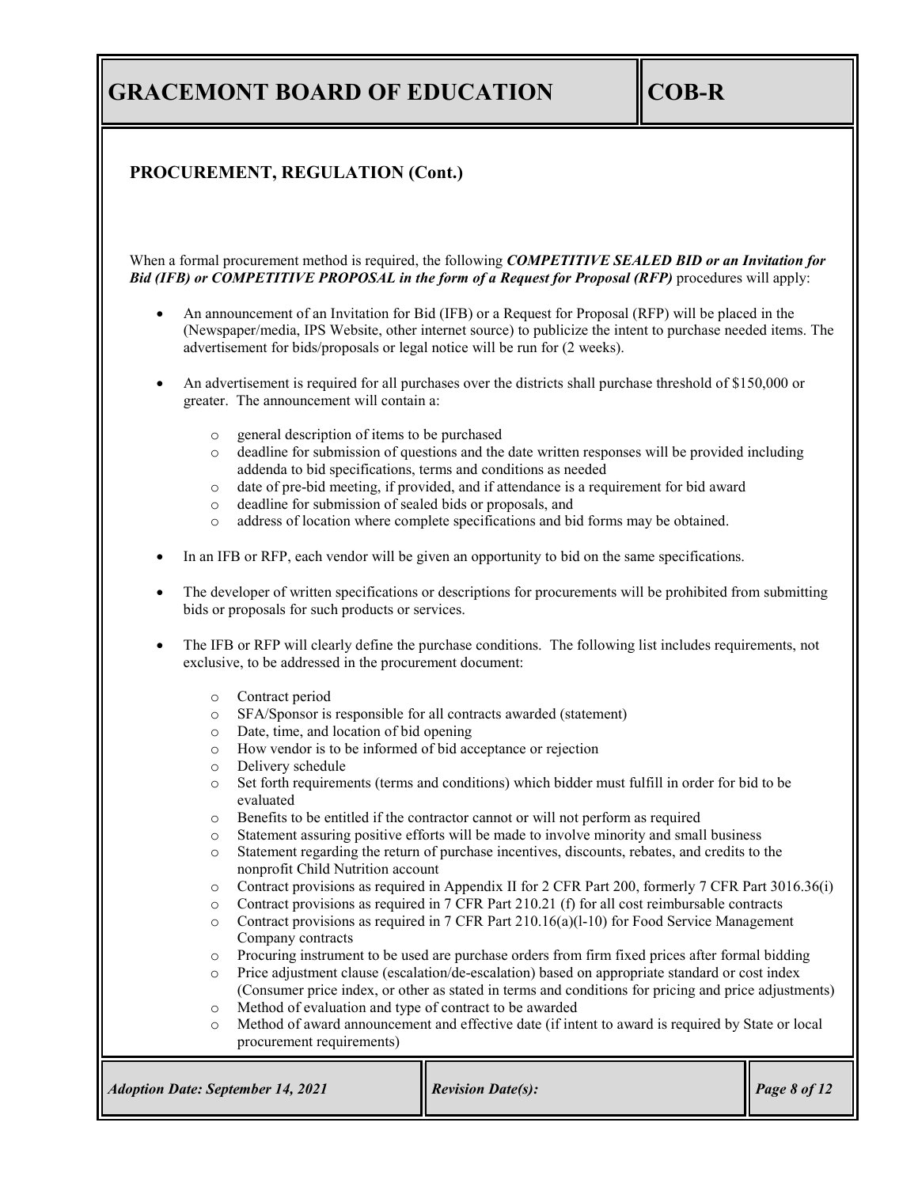## PROCUREMENT, REGULATION (Cont.)

When a formal procurement method is required, the following ***COMPETITIVE SEALED BID or an Invitation for Bid (IFB) or COMPETITIVE PROPOSAL in the form of a Request for Proposal (RFP)*** procedures will apply:

- An announcement of an Invitation for Bid (IFB) or a Request for Proposal (RFP) will be placed in the (Newspaper/media, IPS Website, other internet source) to publicize the intent to purchase needed items. The advertisement for bids/proposals or legal notice will be run for (2 weeks).

- An advertisement is required for all purchases over the districts shall purchase threshold of $150,000 or greater. The announcement will contain a:
    - general description of items to be purchased
    - deadline for submission of questions and the date written responses will be provided including addenda to bid specifications, terms and conditions as needed
    - date of pre-bid meeting, if provided, and if attendance is a requirement for bid award
    - deadline for submission of sealed bids or proposals, and
    - address of location where complete specifications and bid forms may be obtained.

- In an IFB or RFP, each vendor will be given an opportunity to bid on the same specifications.

- The developer of written specifications or descriptions for procurements will be prohibited from submitting bids or proposals for such products or services.

- The IFB or RFP will clearly define the purchase conditions. The following list includes requirements, not exclusive, to be addressed in the procurement document:
    - Contract period
    - SFA/Sponsor is responsible for all contracts awarded (statement)
    - Date, time, and location of bid opening
    - How vendor is to be informed of bid acceptance or rejection
    - Delivery schedule
    - Set forth requirements (terms and conditions) which bidder must fulfill in order for bid to be evaluated
    - Benefits to be entitled if the contractor cannot or will not perform as required
    - Statement assuring positive efforts will be made to involve minority and small business
    - Statement regarding the return of purchase incentives, discounts, rebates, and credits to the nonprofit Child Nutrition account
    - Contract provisions as required in Appendix II for 2 CFR Part 200, formerly 7 CFR Part 3016.36(i)
    - Contract provisions as required in 7 CFR Part 210.21 (f) for all cost reimbursable contracts
    - Contract provisions as required in 7 CFR Part 210.16(a)(l-10) for Food Service Management Company contracts
    - Procuring instrument to be used are purchase orders from firm fixed prices after formal bidding
    - Price adjustment clause (escalation/de-escalation) based on appropriate standard or cost index (Consumer price index, or other as stated in terms and conditions for pricing and price adjustments)
    - Method of evaluation and type of contract to be awarded
    - Method of award announcement and effective date (if intent to award is required by State or local procurement requirements)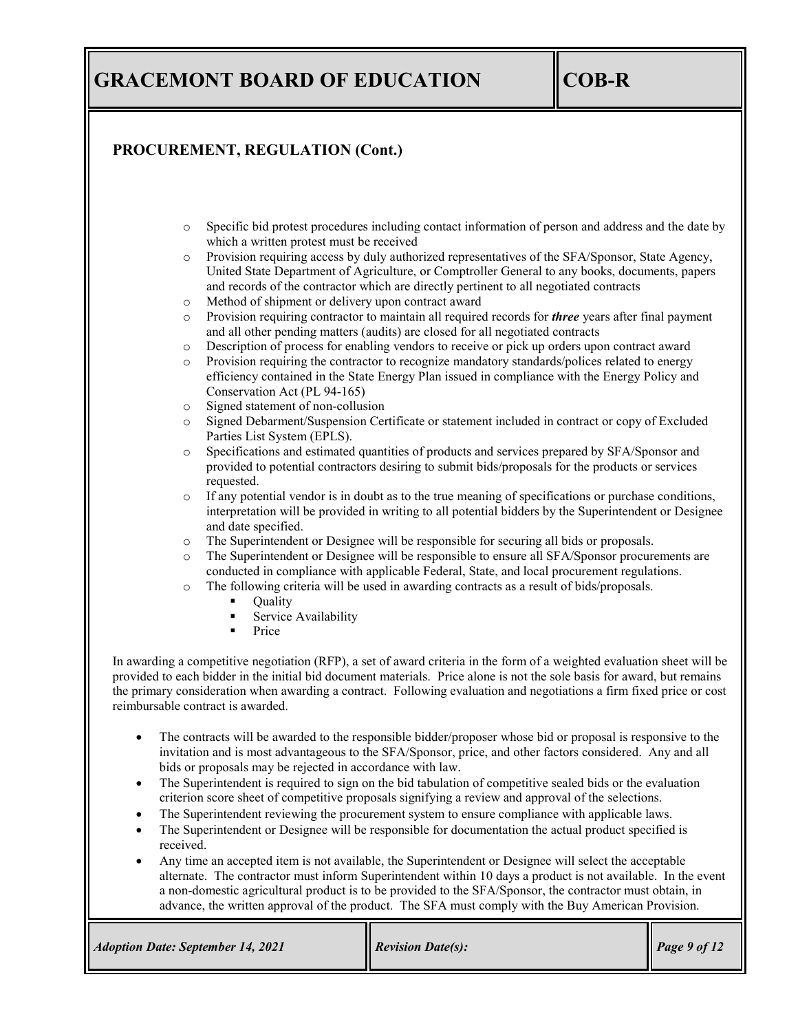## PROCUREMENT, REGULATION (Cont.)

- Specific bid protest procedures including contact information of person and address and the date by which a written protest must be received
- Provision requiring access by duly authorized representatives of the SFA/Sponsor, State Agency, United State Department of Agriculture, or Comptroller General to any books, documents, papers and records of the contractor which are directly pertinent to all negotiated contracts
- Method of shipment or delivery upon contract award
- Provision requiring contractor to maintain all required records for ***three*** years after final payment and all other pending matters (audits) are closed for all negotiated contracts
- Description of process for enabling vendors to receive or pick up orders upon contract award
- Provision requiring the contractor to recognize mandatory standards/polices related to energy efficiency contained in the State Energy Plan issued in compliance with the Energy Policy and Conservation Act (PL 94-165)
- Signed statement of non-collusion
- Signed Debarment/Suspension Certificate or statement included in contract or copy of Excluded Parties List System (EPLS).
- Specifications and estimated quantities of products and services prepared by SFA/Sponsor and provided to potential contractors desiring to submit bids/proposals for the products or services requested.
- If any potential vendor is in doubt as to the true meaning of specifications or purchase conditions, interpretation will be provided in writing to all potential bidders by the Superintendent or Designee and date specified.
- The Superintendent or Designee will be responsible for securing all bids or proposals.
- The Superintendent or Designee will be responsible to ensure all SFA/Sponsor procurements are conducted in compliance with applicable Federal, State, and local procurement regulations.
- The following criteria will be used in awarding contracts as a result of bids/proposals.
  - Quality
  - Service Availability
  - Price

In awarding a competitive negotiation (RFP), a set of award criteria in the form of a weighted evaluation sheet will be provided to each bidder in the initial bid document materials. Price alone is not the sole basis for award, but remains the primary consideration when awarding a contract. Following evaluation and negotiations a firm fixed price or cost reimbursable contract is awarded.

- The contracts will be awarded to the responsible bidder/proposer whose bid or proposal is responsive to the invitation and is most advantageous to the SFA/Sponsor, price, and other factors considered. Any and all bids or proposals may be rejected in accordance with law.
- The Superintendent is required to sign on the bid tabulation of competitive sealed bids or the evaluation criterion score sheet of competitive proposals signifying a review and approval of the selections.
- The Superintendent reviewing the procurement system to ensure compliance with applicable laws.
- The Superintendent or Designee will be responsible for documentation the actual product specified is received.
- Any time an accepted item is not available, the Superintendent or Designee will select the acceptable alternate. The contractor must inform Superintendent within 10 days a product is not available. In the event a non-domestic agricultural product is to be provided to the SFA/Sponsor, the contractor must obtain, in advance, the written approval of the product. The SFA must comply with the Buy American Provision.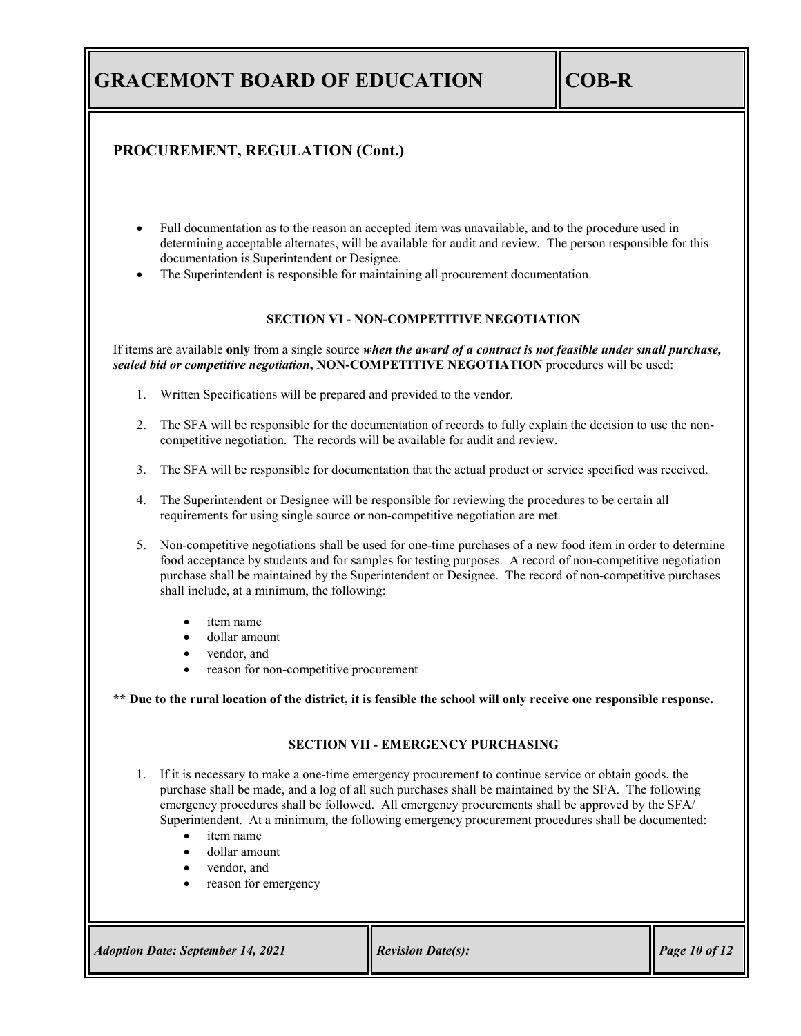## PROCUREMENT, REGULATION (Cont.)

- Full documentation as to the reason an accepted item was unavailable, and to the procedure used in determining acceptable alternates, will be available for audit and review. The person responsible for this documentation is Superintendent or Designee.
- The Superintendent is responsible for maintaining all procurement documentation.

### SECTION VI - NON-COMPETITIVE NEGOTIATION

If items are available **only** from a single source ***when the award of a contract is not feasible under small purchase, sealed bid or competitive negotiation*****, NON-COMPETITIVE NEGOTIATION** procedures will be used:

1. Written Specifications will be prepared and provided to the vendor.

2. The SFA will be responsible for the documentation of records to fully explain the decision to use the non-competitive negotiation. The records will be available for audit and review.

3. The SFA will be responsible for documentation that the actual product or service specified was received.

4. The Superintendent or Designee will be responsible for reviewing the procedures to be certain all requirements for using single source or non-competitive negotiation are met.

5. Non-competitive negotiations shall be used for one-time purchases of a new food item in order to determine food acceptance by students and for samples for testing purposes. A record of non-competitive negotiation purchase shall be maintained by the Superintendent or Designee. The record of non-competitive purchases shall include, at a minimum, the following:

   - item name
   - dollar amount
   - vendor, and
   - reason for non-competitive procurement

**** Due to the rural location of the district, it is feasible the school will only receive one responsible response.**

### SECTION VII - EMERGENCY PURCHASING

1. If it is necessary to make a one-time emergency procurement to continue service or obtain goods, the purchase shall be made, and a log of all such purchases shall be maintained by the SFA. The following emergency procedures shall be followed. All emergency procurements shall be approved by the SFA/ Superintendent. At a minimum, the following emergency procurement procedures shall be documented:
   - item name
   - dollar amount
   - vendor, and
   - reason for emergency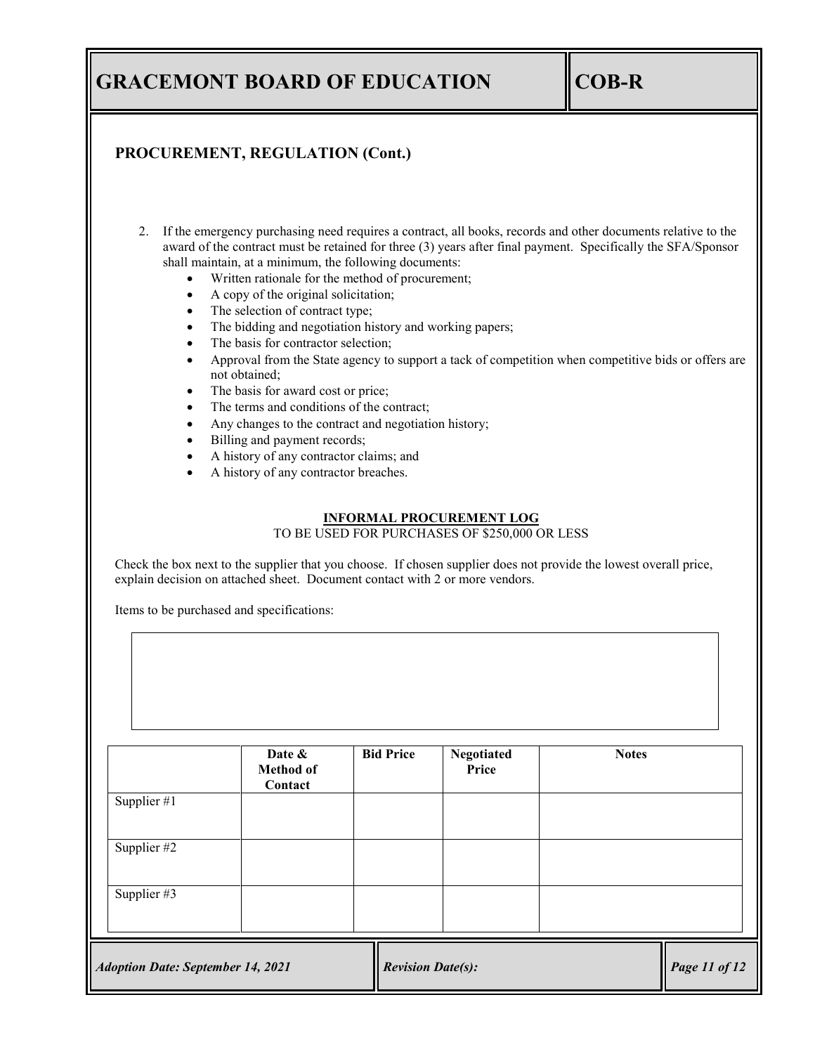## PROCUREMENT, REGULATION (Cont.)

2. If the emergency purchasing need requires a contract, all books, records and other documents relative to the award of the contract must be retained for three (3) years after final payment. Specifically the SFA/Sponsor shall maintain, at a minimum, the following documents:
   - Written rationale for the method of procurement;
   - A copy of the original solicitation;
   - The selection of contract type;
   - The bidding and negotiation history and working papers;
   - The basis for contractor selection;
   - Approval from the State agency to support a tack of competition when competitive bids or offers are not obtained;
   - The basis for award cost or price;
   - The terms and conditions of the contract;
   - Any changes to the contract and negotiation history;
   - Billing and payment records;
   - A history of any contractor claims; and
   - A history of any contractor breaches.

**<u>INFORMAL PROCUREMENT LOG</u>**

TO BE USED FOR PURCHASES OF $250,000 OR LESS

Check the box next to the supplier that you choose. If chosen supplier does not provide the lowest overall price, explain decision on attached sheet. Document contact with 2 or more vendors.

Items to be purchased and specifications:

| | Date & Method of Contact | Bid Price | Negotiated Price | Notes |
|---|---|---|---|---|
| Supplier #1 | | | | |
| Supplier #2 | | | | |
| Supplier #3 | | | | |

*Adoption Date: September 14, 2021* | *Revision Date(s):*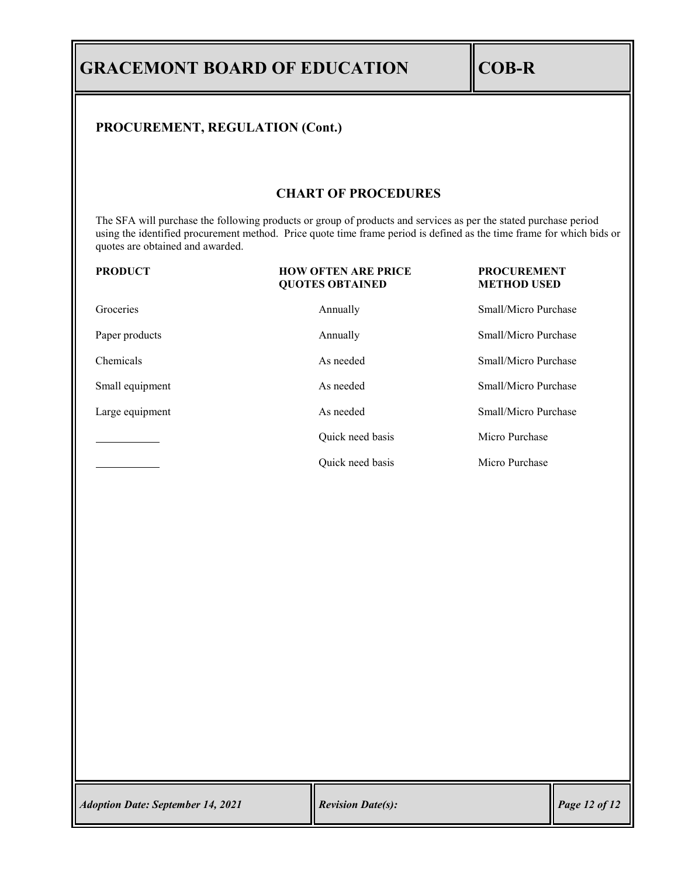## PROCUREMENT, REGULATION (Cont.)

### CHART OF PROCEDURES

The SFA will purchase the following products or group of products and services as per the stated purchase period using the identified procurement method. Price quote time frame period is defined as the time frame for which bids or quotes are obtained and awarded.

| PRODUCT | HOW OFTEN ARE PRICE QUOTES OBTAINED | PROCUREMENT METHOD USED |
|---|---|---|
| Groceries | Annually | Small/Micro Purchase |
| Paper products | Annually | Small/Micro Purchase |
| Chemicals | As needed | Small/Micro Purchase |
| Small equipment | As needed | Small/Micro Purchase |
| Large equipment | As needed | Small/Micro Purchase |
| ___________ | Quick need basis | Micro Purchase |
| ___________ | Quick need basis | Micro Purchase |

*Adoption Date: September 14, 2021* | *Revision Date(s):*